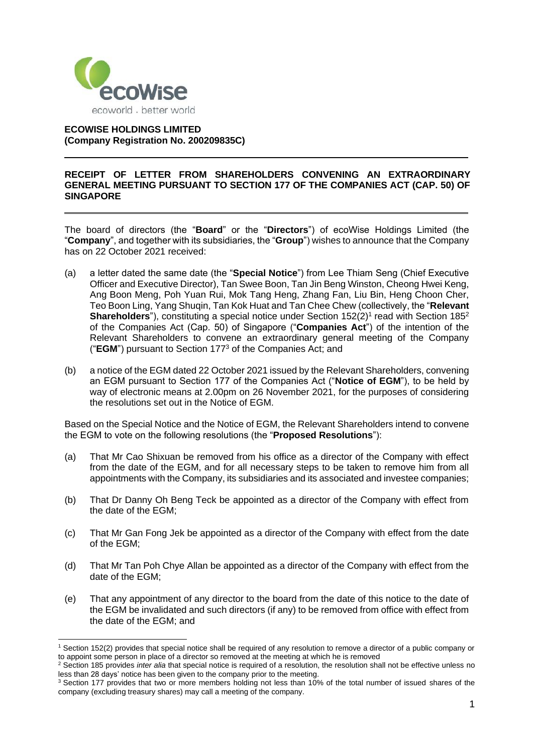**ECOWISE HOLDINGS LIMITED**
**(Company Registration No. 200209835C)**

---

**RECEIPT OF LETTER FROM SHAREHOLDERS CONVENING AN EXTRAORDINARY GENERAL MEETING PURSUANT TO SECTION 177 OF THE COMPANIES ACT (CAP. 50) OF SINGAPORE**

---

The board of directors (the "**Board**" or the "**Directors**") of ecoWise Holdings Limited (the "**Company**", and together with its subsidiaries, the "**Group**") wishes to announce that the Company has on 22 October 2021 received:

(a) a letter dated the same date (the "**Special Notice**") from Lee Thiam Seng (Chief Executive Officer and Executive Director), Tan Swee Boon, Tan Jin Beng Winston, Cheong Hwei Keng, Ang Boon Meng, Poh Yuan Rui, Mok Tang Heng, Zhang Fan, Liu Bin, Heng Choon Cher, Teo Boon Ling, Yang Shuqin, Tan Kok Huat and Tan Chee Chew (collectively, the "**Relevant Shareholders**"), constituting a special notice under Section 152(2)[1] read with Section 185[2] of the Companies Act (Cap. 50) of Singapore ("**Companies Act**") of the intention of the Relevant Shareholders to convene an extraordinary general meeting of the Company ("**EGM**") pursuant to Section 177[3] of the Companies Act; and

(b) a notice of the EGM dated 22 October 2021 issued by the Relevant Shareholders, convening an EGM pursuant to Section 177 of the Companies Act ("**Notice of EGM**"), to be held by way of electronic means at 2.00pm on 26 November 2021, for the purposes of considering the resolutions set out in the Notice of EGM.

Based on the Special Notice and the Notice of EGM, the Relevant Shareholders intend to convene the EGM to vote on the following resolutions (the "**Proposed Resolutions**"):

(a) That Mr Cao Shixuan be removed from his office as a director of the Company with effect from the date of the EGM, and for all necessary steps to be taken to remove him from all appointments with the Company, its subsidiaries and its associated and investee companies;

(b) That Dr Danny Oh Beng Teck be appointed as a director of the Company with effect from the date of the EGM;

(c) That Mr Gan Fong Jek be appointed as a director of the Company with effect from the date of the EGM;

(d) That Mr Tan Poh Chye Allan be appointed as a director of the Company with effect from the date of the EGM;

(e) That any appointment of any director to the board from the date of this notice to the date of the EGM be invalidated and such directors (if any) to be removed from office with effect from the date of the EGM; and

---

[1] Section 152(2) provides that special notice shall be required of any resolution to remove a director of a public company or to appoint some person in place of a director so removed at the meeting at which he is removed

[2] Section 185 provides *inter alia* that special notice is required of a resolution, the resolution shall not be effective unless no less than 28 days' notice has been given to the company prior to the meeting.

[3] Section 177 provides that two or more members holding not less than 10% of the total number of issued shares of the company (excluding treasury shares) may call a meeting of the company.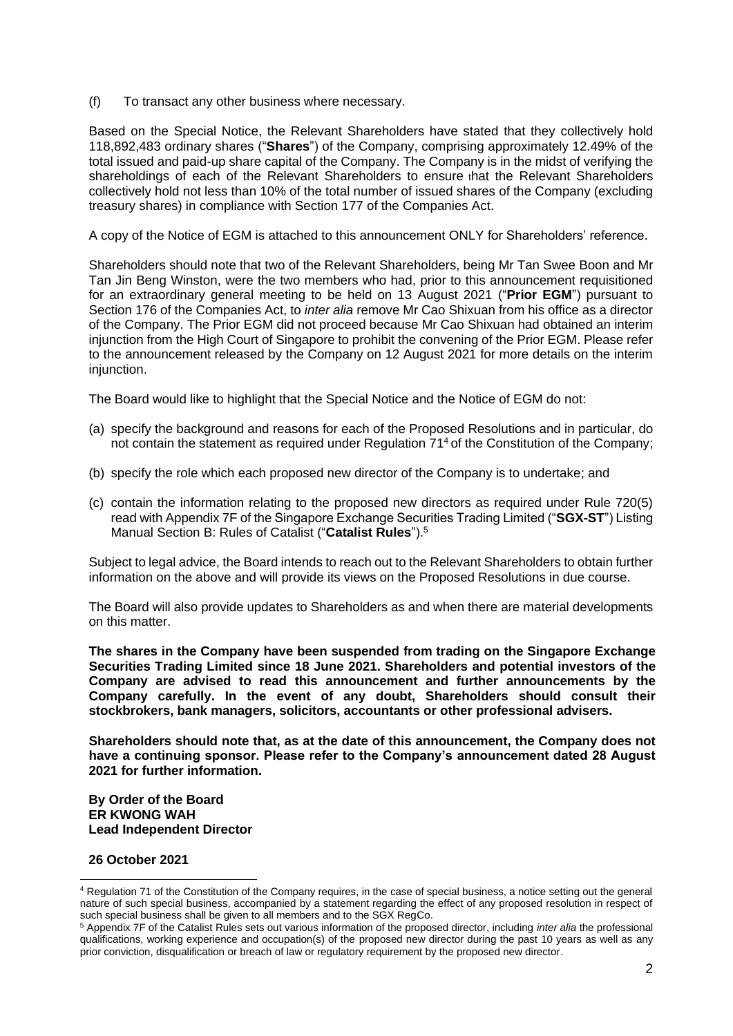(f) To transact any other business where necessary.

Based on the Special Notice, the Relevant Shareholders have stated that they collectively hold 118,892,483 ordinary shares ("**Shares**") of the Company, comprising approximately 12.49% of the total issued and paid-up share capital of the Company. The Company is in the midst of verifying the shareholdings of each of the Relevant Shareholders to ensure that the Relevant Shareholders collectively hold not less than 10% of the total number of issued shares of the Company (excluding treasury shares) in compliance with Section 177 of the Companies Act.

A copy of the Notice of EGM is attached to this announcement ONLY for Shareholders' reference.

Shareholders should note that two of the Relevant Shareholders, being Mr Tan Swee Boon and Mr Tan Jin Beng Winston, were the two members who had, prior to this announcement requisitioned for an extraordinary general meeting to be held on 13 August 2021 ("**Prior EGM**") pursuant to Section 176 of the Companies Act, to *inter alia* remove Mr Cao Shixuan from his office as a director of the Company. The Prior EGM did not proceed because Mr Cao Shixuan had obtained an interim injunction from the High Court of Singapore to prohibit the convening of the Prior EGM. Please refer to the announcement released by the Company on 12 August 2021 for more details on the interim injunction.

The Board would like to highlight that the Special Notice and the Notice of EGM do not:

(a) specify the background and reasons for each of the Proposed Resolutions and in particular, do not contain the statement as required under Regulation 71[4] of the Constitution of the Company;

(b) specify the role which each proposed new director of the Company is to undertake; and

(c) contain the information relating to the proposed new directors as required under Rule 720(5) read with Appendix 7F of the Singapore Exchange Securities Trading Limited ("**SGX-ST**") Listing Manual Section B: Rules of Catalist ("**Catalist Rules**").[5]

Subject to legal advice, the Board intends to reach out to the Relevant Shareholders to obtain further information on the above and will provide its views on the Proposed Resolutions in due course.

The Board will also provide updates to Shareholders as and when there are material developments on this matter.

**The shares in the Company have been suspended from trading on the Singapore Exchange Securities Trading Limited since 18 June 2021. Shareholders and potential investors of the Company are advised to read this announcement and further announcements by the Company carefully. In the event of any doubt, Shareholders should consult their stockbrokers, bank managers, solicitors, accountants or other professional advisers.**

**Shareholders should note that, as at the date of this announcement, the Company does not have a continuing sponsor. Please refer to the Company's announcement dated 28 August 2021 for further information.**

**By Order of the Board**
**ER KWONG WAH**
**Lead Independent Director**

**26 October 2021**

---

[4] Regulation 71 of the Constitution of the Company requires, in the case of special business, a notice setting out the general nature of such special business, accompanied by a statement regarding the effect of any proposed resolution in respect of such special business shall be given to all members and to the SGX RegCo.

[5] Appendix 7F of the Catalist Rules sets out various information of the proposed director, including *inter alia* the professional qualifications, working experience and occupation(s) of the proposed new director during the past 10 years as well as any prior conviction, disqualification or breach of law or regulatory requirement by the proposed new director.